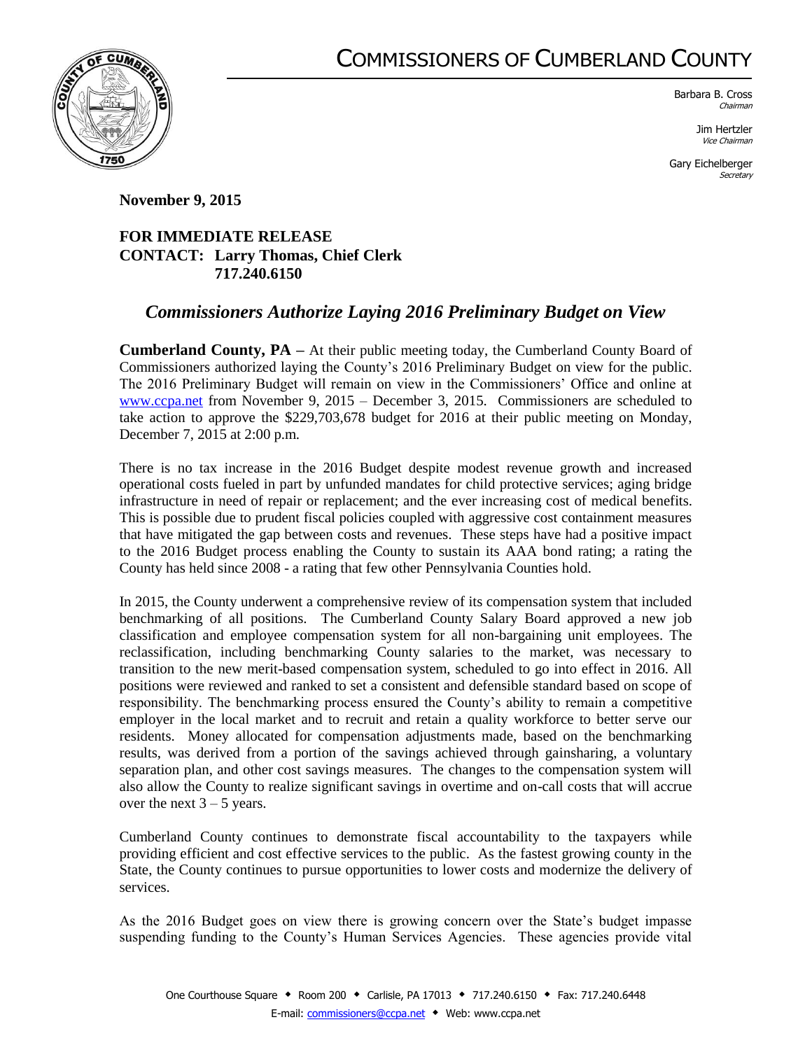# COMMISSIONERS OF CUMBERLAND COUNTY

Barbara B. Cross
*Chairman*

Jim Hertzler
*Vice Chairman*

Gary Eichelberger
*Secretary*

**November 9, 2015**

**FOR IMMEDIATE RELEASE**
**CONTACT: Larry Thomas, Chief Clerk**
**717.240.6150**

## *Commissioners Authorize Laying 2016 Preliminary Budget on View*

**Cumberland County, PA –** At their public meeting today, the Cumberland County Board of Commissioners authorized laying the County's 2016 Preliminary Budget on view for the public. The 2016 Preliminary Budget will remain on view in the Commissioners' Office and online at www.ccpa.net from November 9, 2015 – December 3, 2015. Commissioners are scheduled to take action to approve the $229,703,678 budget for 2016 at their public meeting on Monday, December 7, 2015 at 2:00 p.m.

There is no tax increase in the 2016 Budget despite modest revenue growth and increased operational costs fueled in part by unfunded mandates for child protective services; aging bridge infrastructure in need of repair or replacement; and the ever increasing cost of medical benefits. This is possible due to prudent fiscal policies coupled with aggressive cost containment measures that have mitigated the gap between costs and revenues. These steps have had a positive impact to the 2016 Budget process enabling the County to sustain its AAA bond rating; a rating the County has held since 2008 - a rating that few other Pennsylvania Counties hold.

In 2015, the County underwent a comprehensive review of its compensation system that included benchmarking of all positions. The Cumberland County Salary Board approved a new job classification and employee compensation system for all non-bargaining unit employees. The reclassification, including benchmarking County salaries to the market, was necessary to transition to the new merit-based compensation system, scheduled to go into effect in 2016. All positions were reviewed and ranked to set a consistent and defensible standard based on scope of responsibility. The benchmarking process ensured the County's ability to remain a competitive employer in the local market and to recruit and retain a quality workforce to better serve our residents. Money allocated for compensation adjustments made, based on the benchmarking results, was derived from a portion of the savings achieved through gainsharing, a voluntary separation plan, and other cost savings measures. The changes to the compensation system will also allow the County to realize significant savings in overtime and on-call costs that will accrue over the next 3 – 5 years.

Cumberland County continues to demonstrate fiscal accountability to the taxpayers while providing efficient and cost effective services to the public. As the fastest growing county in the State, the County continues to pursue opportunities to lower costs and modernize the delivery of services.

As the 2016 Budget goes on view there is growing concern over the State's budget impasse suspending funding to the County's Human Services Agencies. These agencies provide vital

One Courthouse Square ◆ Room 200 ◆ Carlisle, PA 17013 ◆ 717.240.6150 ◆ Fax: 717.240.6448
E-mail: commissioners@ccpa.net ◆ Web: www.ccpa.net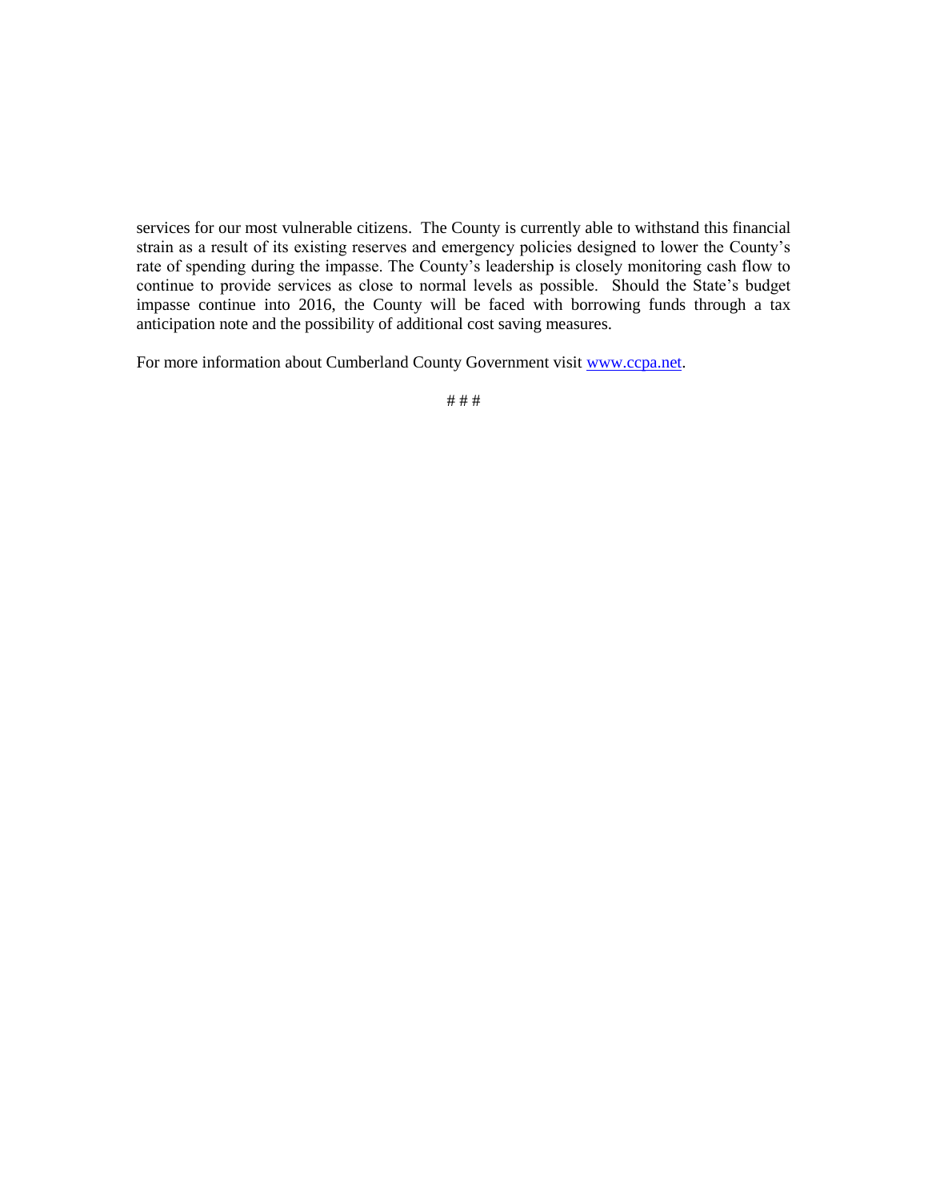services for our most vulnerable citizens. The County is currently able to withstand this financial strain as a result of its existing reserves and emergency policies designed to lower the County's rate of spending during the impasse. The County's leadership is closely monitoring cash flow to continue to provide services as close to normal levels as possible. Should the State's budget impasse continue into 2016, the County will be faced with borrowing funds through a tax anticipation note and the possibility of additional cost saving measures.

For more information about Cumberland County Government visit [www.ccpa.net](http://www.ccpa.net).

# # #